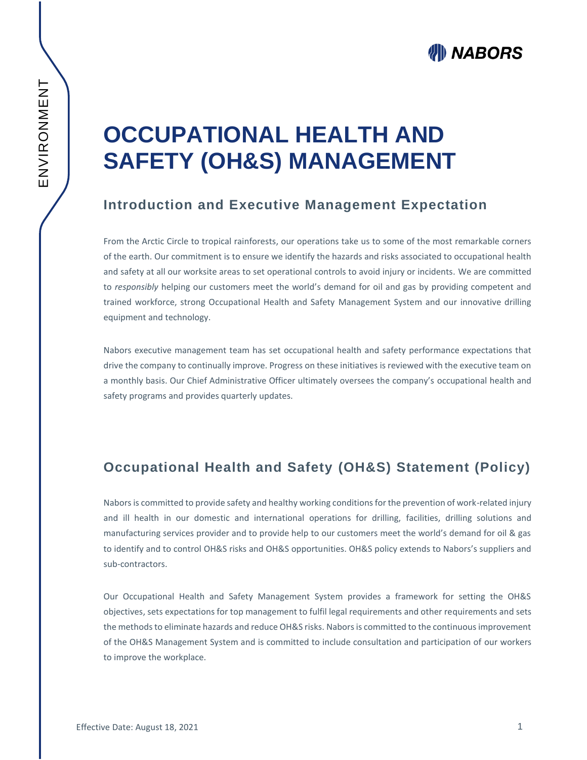# OCCUPATIONAL HEALTH AND SAFETY (OH&S) MANAGEMENT

## Introduction and Executive Management Expectation

From the Arctic Circle to tropical rainforests, our operations take us to some of the most remarkable corners of the earth. Our commitment is to ensure we identify the hazards and risks associated to occupational health and safety at all our worksite areas to set operational controls to avoid injury or incidents. We are committed to *responsibly* helping our customers meet the world's demand for oil and gas by providing competent and trained workforce, strong Occupational Health and Safety Management System and our innovative drilling equipment and technology.

Nabors executive management team has set occupational health and safety performance expectations that drive the company to continually improve. Progress on these initiatives is reviewed with the executive team on a monthly basis. Our Chief Administrative Officer ultimately oversees the company's occupational health and safety programs and provides quarterly updates.

## Occupational Health and Safety (OH&S) Statement (Policy)

Nabors is committed to provide safety and healthy working conditions for the prevention of work-related injury and ill health in our domestic and international operations for drilling, facilities, drilling solutions and manufacturing services provider and to provide help to our customers meet the world's demand for oil & gas to identify and to control OH&S risks and OH&S opportunities. OH&S policy extends to Nabors's suppliers and sub-contractors.

Our Occupational Health and Safety Management System provides a framework for setting the OH&S objectives, sets expectations for top management to fulfil legal requirements and other requirements and sets the methods to eliminate hazards and reduce OH&S risks. Nabors is committed to the continuous improvement of the OH&S Management System and is committed to include consultation and participation of our workers to improve the workplace.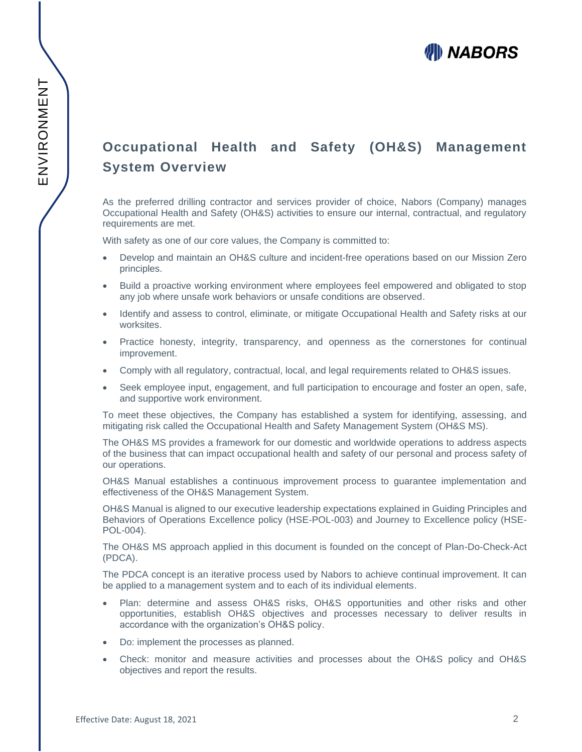## Occupational Health and Safety (OH&S) Management System Overview

As the preferred drilling contractor and services provider of choice, Nabors (Company) manages Occupational Health and Safety (OH&S) activities to ensure our internal, contractual, and regulatory requirements are met.

With safety as one of our core values, the Company is committed to:

- Develop and maintain an OH&S culture and incident-free operations based on our Mission Zero principles.
- Build a proactive working environment where employees feel empowered and obligated to stop any job where unsafe work behaviors or unsafe conditions are observed.
- Identify and assess to control, eliminate, or mitigate Occupational Health and Safety risks at our worksites.
- Practice honesty, integrity, transparency, and openness as the cornerstones for continual improvement.
- Comply with all regulatory, contractual, local, and legal requirements related to OH&S issues.
- Seek employee input, engagement, and full participation to encourage and foster an open, safe, and supportive work environment.

To meet these objectives, the Company has established a system for identifying, assessing, and mitigating risk called the Occupational Health and Safety Management System (OH&S MS).

The OH&S MS provides a framework for our domestic and worldwide operations to address aspects of the business that can impact occupational health and safety of our personal and process safety of our operations.

OH&S Manual establishes a continuous improvement process to guarantee implementation and effectiveness of the OH&S Management System.

OH&S Manual is aligned to our executive leadership expectations explained in Guiding Principles and Behaviors of Operations Excellence policy (HSE-POL-003) and Journey to Excellence policy (HSE-POL-004).

The OH&S MS approach applied in this document is founded on the concept of Plan-Do-Check-Act (PDCA).

The PDCA concept is an iterative process used by Nabors to achieve continual improvement. It can be applied to a management system and to each of its individual elements.

- Plan: determine and assess OH&S risks, OH&S opportunities and other risks and other opportunities, establish OH&S objectives and processes necessary to deliver results in accordance with the organization's OH&S policy.
- Do: implement the processes as planned.
- Check: monitor and measure activities and processes about the OH&S policy and OH&S objectives and report the results.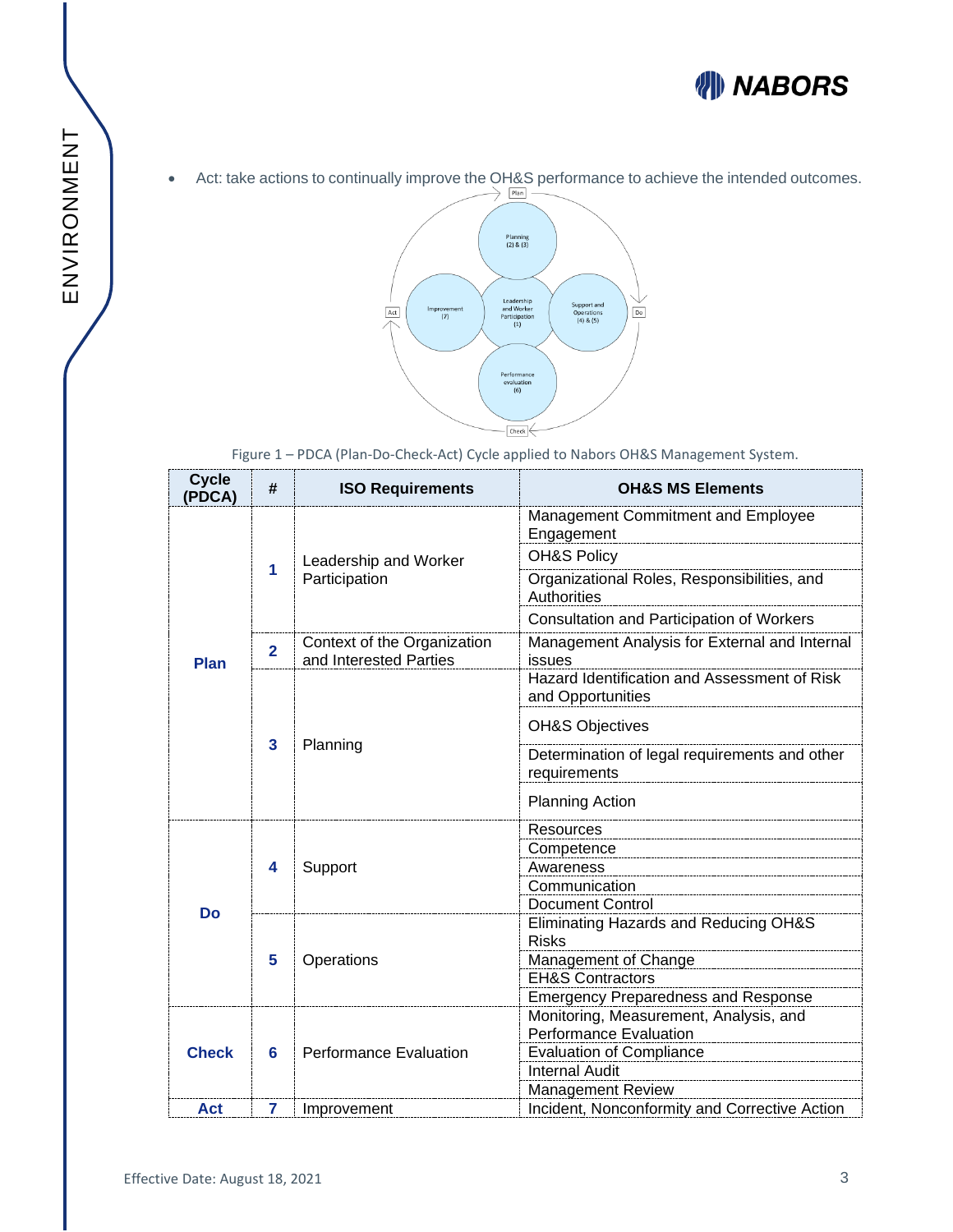- Act: take actions to continually improve the OH&S performance to achieve the intended outcomes.

Figure 1 – PDCA (Plan-Do-Check-Act) Cycle applied to Nabors OH&S Management System.

| Cycle (PDCA) | # | ISO Requirements | OH&S MS Elements |
|---|---|---|---|
| Plan | 1 | Leadership and Worker Participation | Management Commitment and Employee Engagement |
| | | | OH&S Policy |
| | | | Organizational Roles, Responsibilities, and Authorities |
| | | | Consultation and Participation of Workers |
| | 2 | Context of the Organization and Interested Parties | Management Analysis for External and Internal issues |
| | 3 | Planning | Hazard Identification and Assessment of Risk and Opportunities |
| | | | OH&S Objectives |
| | | | Determination of legal requirements and other requirements |
| | | | Planning Action |
| Do | 4 | Support | Resources |
| | | | Competence |
| | | | Awareness |
| | | | Communication |
| | | | Document Control |
| | 5 | Operations | Eliminating Hazards and Reducing OH&S Risks |
| | | | Management of Change |
| | | | EH&S Contractors |
| | | | Emergency Preparedness and Response |
| Check | 6 | Performance Evaluation | Monitoring, Measurement, Analysis, and Performance Evaluation |
| | | | Evaluation of Compliance |
| | | | Internal Audit |
| | | | Management Review |
| Act | 7 | Improvement | Incident, Nonconformity and Corrective Action |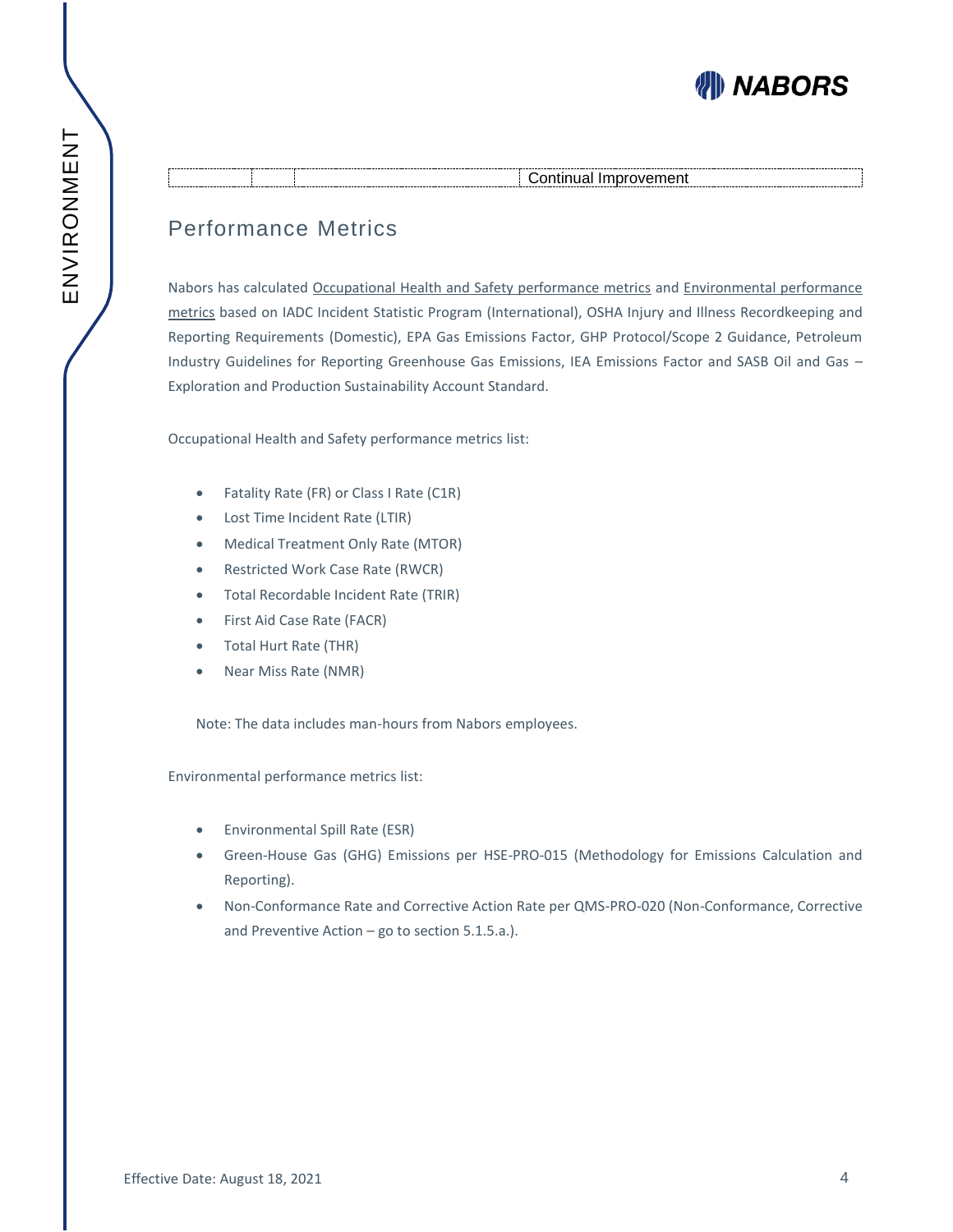| | | | |
|---|---|---|---|
| | | | Continual Improvement |

## Performance Metrics

Nabors has calculated Occupational Health and Safety performance metrics and Environmental performance metrics based on IADC Incident Statistic Program (International), OSHA Injury and Illness Recordkeeping and Reporting Requirements (Domestic), EPA Gas Emissions Factor, GHP Protocol/Scope 2 Guidance, Petroleum Industry Guidelines for Reporting Greenhouse Gas Emissions, IEA Emissions Factor and SASB Oil and Gas – Exploration and Production Sustainability Account Standard.

Occupational Health and Safety performance metrics list:

- Fatality Rate (FR) or Class I Rate (C1R)
- Lost Time Incident Rate (LTIR)
- Medical Treatment Only Rate (MTOR)
- Restricted Work Case Rate (RWCR)
- Total Recordable Incident Rate (TRIR)
- First Aid Case Rate (FACR)
- Total Hurt Rate (THR)
- Near Miss Rate (NMR)

Note: The data includes man-hours from Nabors employees.

Environmental performance metrics list:

- Environmental Spill Rate (ESR)
- Green-House Gas (GHG) Emissions per HSE-PRO-015 (Methodology for Emissions Calculation and Reporting).
- Non-Conformance Rate and Corrective Action Rate per QMS-PRO-020 (Non-Conformance, Corrective and Preventive Action – go to section 5.1.5.a.).